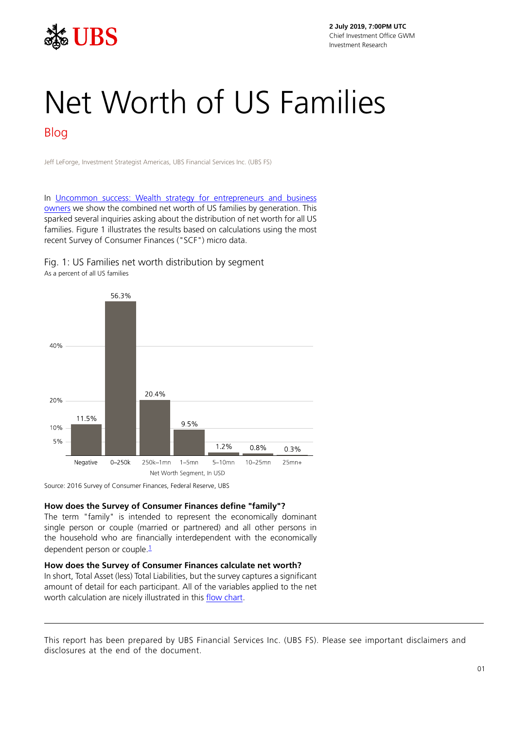2 July 2019, 7:00PM UTC
Chief Investment Office GWM
Investment Research

# Net Worth of US Families

## Blog

Jeff LeForge, Investment Strategist Americas, UBS Financial Services Inc. (UBS FS)

In Uncommon success: Wealth strategy for entrepreneurs and business owners we show the combined net worth of US families by generation. This sparked several inquiries asking about the distribution of net worth for all US families. Figure 1 illustrates the results based on calculations using the most recent Survey of Consumer Finances ("SCF") micro data.

Fig. 1: US Families net worth distribution by segment
As a percent of all US families

| Net Worth Segment, In USD | Percent of all US families |
|---|---|
| Negative | 11.5% |
| 0–250k | 56.3% |
| 250k–1mn | 20.4% |
| 1–5mn | 9.5% |
| 5–10mn | 1.2% |
| 10–25mn | 0.8% |
| 25mn+ | 0.3% |

Source: 2016 Survey of Consumer Finances, Federal Reserve, UBS

**How does the Survey of Consumer Finances define "family"?**
The term "family" is intended to represent the economically dominant single person or couple (married or partnered) and all other persons in the household who are financially interdependent with the economically dependent person or couple.[1]

**How does the Survey of Consumer Finances calculate net worth?**
In short, Total Asset (less) Total Liabilities, but the survey captures a significant amount of detail for each participant. All of the variables applied to the net worth calculation are nicely illustrated in this flow chart.

This report has been prepared by UBS Financial Services Inc. (UBS FS). Please see important disclaimers and disclosures at the end of the document.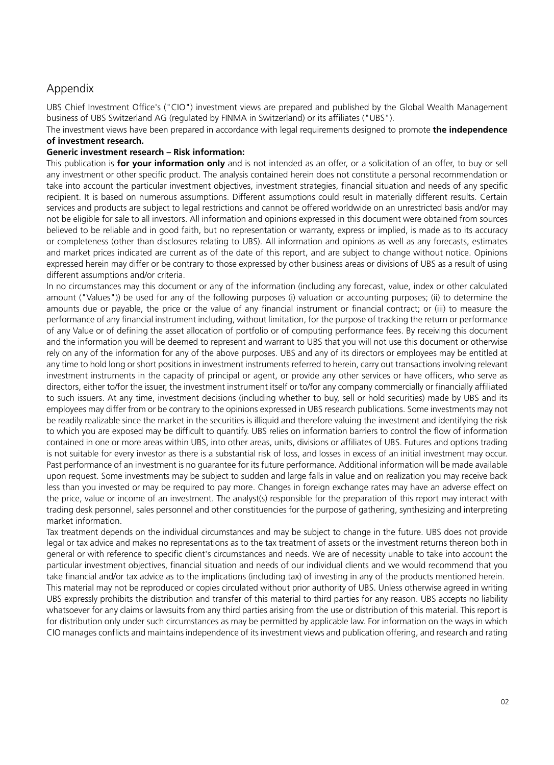## Appendix

UBS Chief Investment Office's ("CIO") investment views are prepared and published by the Global Wealth Management business of UBS Switzerland AG (regulated by FINMA in Switzerland) or its affiliates ("UBS").

The investment views have been prepared in accordance with legal requirements designed to promote **the independence of investment research.**

**Generic investment research – Risk information:**

This publication is **for your information only** and is not intended as an offer, or a solicitation of an offer, to buy or sell any investment or other specific product. The analysis contained herein does not constitute a personal recommendation or take into account the particular investment objectives, investment strategies, financial situation and needs of any specific recipient. It is based on numerous assumptions. Different assumptions could result in materially different results. Certain services and products are subject to legal restrictions and cannot be offered worldwide on an unrestricted basis and/or may not be eligible for sale to all investors. All information and opinions expressed in this document were obtained from sources believed to be reliable and in good faith, but no representation or warranty, express or implied, is made as to its accuracy or completeness (other than disclosures relating to UBS). All information and opinions as well as any forecasts, estimates and market prices indicated are current as of the date of this report, and are subject to change without notice. Opinions expressed herein may differ or be contrary to those expressed by other business areas or divisions of UBS as a result of using different assumptions and/or criteria.

In no circumstances may this document or any of the information (including any forecast, value, index or other calculated amount ("Values")) be used for any of the following purposes (i) valuation or accounting purposes; (ii) to determine the amounts due or payable, the price or the value of any financial instrument or financial contract; or (iii) to measure the performance of any financial instrument including, without limitation, for the purpose of tracking the return or performance of any Value or of defining the asset allocation of portfolio or of computing performance fees. By receiving this document and the information you will be deemed to represent and warrant to UBS that you will not use this document or otherwise rely on any of the information for any of the above purposes. UBS and any of its directors or employees may be entitled at any time to hold long or short positions in investment instruments referred to herein, carry out transactions involving relevant investment instruments in the capacity of principal or agent, or provide any other services or have officers, who serve as directors, either to/for the issuer, the investment instrument itself or to/for any company commercially or financially affiliated to such issuers. At any time, investment decisions (including whether to buy, sell or hold securities) made by UBS and its employees may differ from or be contrary to the opinions expressed in UBS research publications. Some investments may not be readily realizable since the market in the securities is illiquid and therefore valuing the investment and identifying the risk to which you are exposed may be difficult to quantify. UBS relies on information barriers to control the flow of information contained in one or more areas within UBS, into other areas, units, divisions or affiliates of UBS. Futures and options trading is not suitable for every investor as there is a substantial risk of loss, and losses in excess of an initial investment may occur. Past performance of an investment is no guarantee for its future performance. Additional information will be made available upon request. Some investments may be subject to sudden and large falls in value and on realization you may receive back less than you invested or may be required to pay more. Changes in foreign exchange rates may have an adverse effect on the price, value or income of an investment. The analyst(s) responsible for the preparation of this report may interact with trading desk personnel, sales personnel and other constituencies for the purpose of gathering, synthesizing and interpreting market information.

Tax treatment depends on the individual circumstances and may be subject to change in the future. UBS does not provide legal or tax advice and makes no representations as to the tax treatment of assets or the investment returns thereon both in general or with reference to specific client's circumstances and needs. We are of necessity unable to take into account the particular investment objectives, financial situation and needs of our individual clients and we would recommend that you take financial and/or tax advice as to the implications (including tax) of investing in any of the products mentioned herein.

This material may not be reproduced or copies circulated without prior authority of UBS. Unless otherwise agreed in writing UBS expressly prohibits the distribution and transfer of this material to third parties for any reason. UBS accepts no liability whatsoever for any claims or lawsuits from any third parties arising from the use or distribution of this material. This report is for distribution only under such circumstances as may be permitted by applicable law. For information on the ways in which CIO manages conflicts and maintains independence of its investment views and publication offering, and research and rating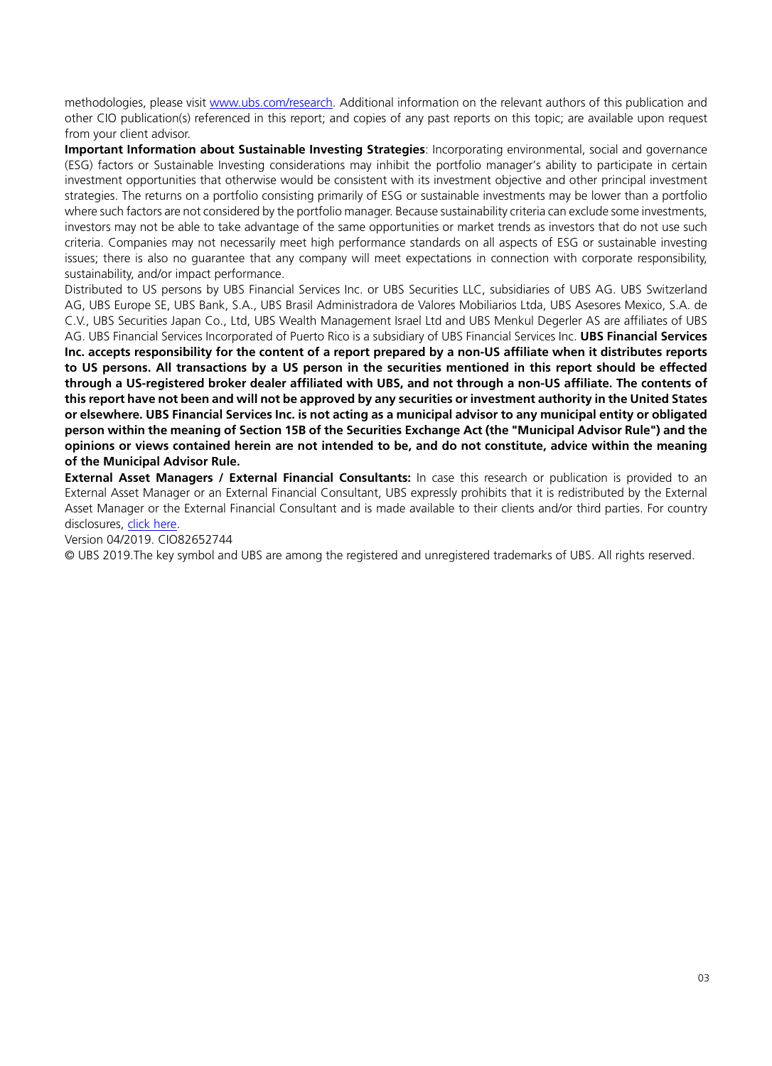methodologies, please visit [www.ubs.com/research](www.ubs.com/research). Additional information on the relevant authors of this publication and other CIO publication(s) referenced in this report; and copies of any past reports on this topic; are available upon request from your client advisor.

**Important Information about Sustainable Investing Strategies**: Incorporating environmental, social and governance (ESG) factors or Sustainable Investing considerations may inhibit the portfolio manager's ability to participate in certain investment opportunities that otherwise would be consistent with its investment objective and other principal investment strategies. The returns on a portfolio consisting primarily of ESG or sustainable investments may be lower than a portfolio where such factors are not considered by the portfolio manager. Because sustainability criteria can exclude some investments, investors may not be able to take advantage of the same opportunities or market trends as investors that do not use such criteria. Companies may not necessarily meet high performance standards on all aspects of ESG or sustainable investing issues; there is also no guarantee that any company will meet expectations in connection with corporate responsibility, sustainability, and/or impact performance.

Distributed to US persons by UBS Financial Services Inc. or UBS Securities LLC, subsidiaries of UBS AG. UBS Switzerland AG, UBS Europe SE, UBS Bank, S.A., UBS Brasil Administradora de Valores Mobiliarios Ltda, UBS Asesores Mexico, S.A. de C.V., UBS Securities Japan Co., Ltd, UBS Wealth Management Israel Ltd and UBS Menkul Degerler AS are affiliates of UBS AG. UBS Financial Services Incorporated of Puerto Rico is a subsidiary of UBS Financial Services Inc. **UBS Financial Services Inc. accepts responsibility for the content of a report prepared by a non-US affiliate when it distributes reports to US persons. All transactions by a US person in the securities mentioned in this report should be effected through a US-registered broker dealer affiliated with UBS, and not through a non-US affiliate. The contents of this report have not been and will not be approved by any securities or investment authority in the United States or elsewhere. UBS Financial Services Inc. is not acting as a municipal advisor to any municipal entity or obligated person within the meaning of Section 15B of the Securities Exchange Act (the "Municipal Advisor Rule") and the opinions or views contained herein are not intended to be, and do not constitute, advice within the meaning of the Municipal Advisor Rule.**

**External Asset Managers / External Financial Consultants:** In case this research or publication is provided to an External Asset Manager or an External Financial Consultant, UBS expressly prohibits that it is redistributed by the External Asset Manager or the External Financial Consultant and is made available to their clients and/or third parties. For country disclosures, click here.

Version 04/2019. CIO82652744

© UBS 2019.The key symbol and UBS are among the registered and unregistered trademarks of UBS. All rights reserved.